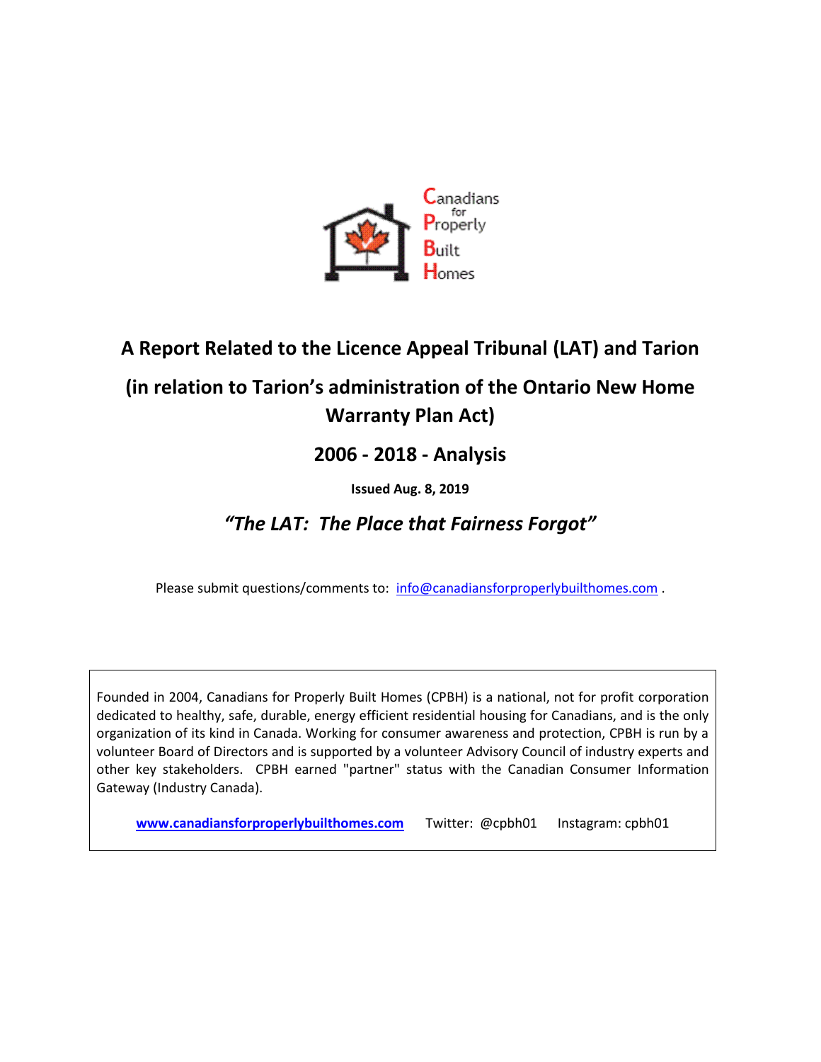Canadians for Properly Built Homes

# A Report Related to the Licence Appeal Tribunal (LAT) and Tarion

## (in relation to Tarion's administration of the Ontario New Home Warranty Plan Act)

## 2006 - 2018 - Analysis

**Issued Aug. 8, 2019**

## *"The LAT: The Place that Fairness Forgot"*

Please submit questions/comments to: info@canadiansforproperlybuilthomes.com .

Founded in 2004, Canadians for Properly Built Homes (CPBH) is a national, not for profit corporation dedicated to healthy, safe, durable, energy efficient residential housing for Canadians, and is the only organization of its kind in Canada. Working for consumer awareness and protection, CPBH is run by a volunteer Board of Directors and is supported by a volunteer Advisory Council of industry experts and other key stakeholders. CPBH earned "partner" status with the Canadian Consumer Information Gateway (Industry Canada).

**www.canadiansforproperlybuilthomes.com** Twitter: @cpbh01 Instagram: cpbh01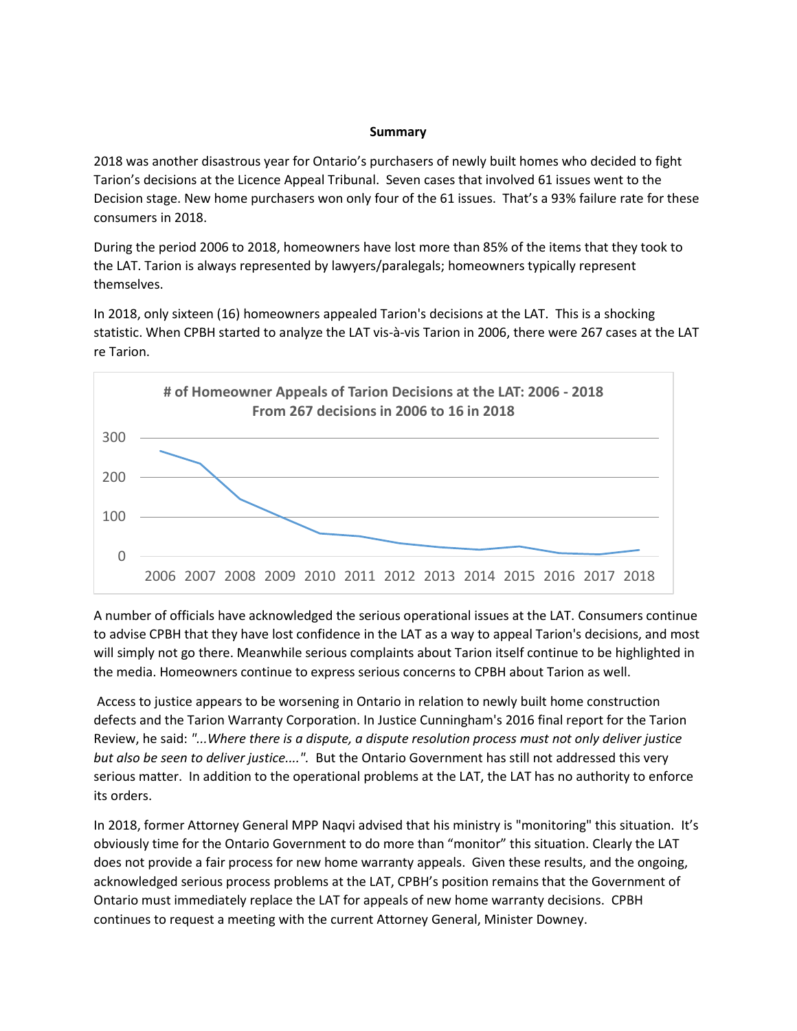**Summary**

2018 was another disastrous year for Ontario's purchasers of newly built homes who decided to fight Tarion's decisions at the Licence Appeal Tribunal. Seven cases that involved 61 issues went to the Decision stage. New home purchasers won only four of the 61 issues. That's a 93% failure rate for these consumers in 2018.

During the period 2006 to 2018, homeowners have lost more than 85% of the items that they took to the LAT. Tarion is always represented by lawyers/paralegals; homeowners typically represent themselves.

In 2018, only sixteen (16) homeowners appealed Tarion's decisions at the LAT. This is a shocking statistic. When CPBH started to analyze the LAT vis-à-vis Tarion in 2006, there were 267 cases at the LAT re Tarion.

# of Homeowner Appeals of Tarion Decisions at the LAT: 2006 - 2018
From 267 decisions in 2006 to 16 in 2018

300
200
100
0

2006 2007 2008 2009 2010 2011 2012 2013 2014 2015 2016 2017 2018

A number of officials have acknowledged the serious operational issues at the LAT. Consumers continue to advise CPBH that they have lost confidence in the LAT as a way to appeal Tarion's decisions, and most will simply not go there. Meanwhile serious complaints about Tarion itself continue to be highlighted in the media. Homeowners continue to express serious concerns to CPBH about Tarion as well.

Access to justice appears to be worsening in Ontario in relation to newly built home construction defects and the Tarion Warranty Corporation. In Justice Cunningham's 2016 final report for the Tarion Review, he said: *"...Where there is a dispute, a dispute resolution process must not only deliver justice but also be seen to deliver justice....".* But the Ontario Government has still not addressed this very serious matter. In addition to the operational problems at the LAT, the LAT has no authority to enforce its orders.

In 2018, former Attorney General MPP Naqvi advised that his ministry is "monitoring" this situation. It's obviously time for the Ontario Government to do more than "monitor" this situation. Clearly the LAT does not provide a fair process for new home warranty appeals. Given these results, and the ongoing, acknowledged serious process problems at the LAT, CPBH's position remains that the Government of Ontario must immediately replace the LAT for appeals of new home warranty decisions. CPBH continues to request a meeting with the current Attorney General, Minister Downey.